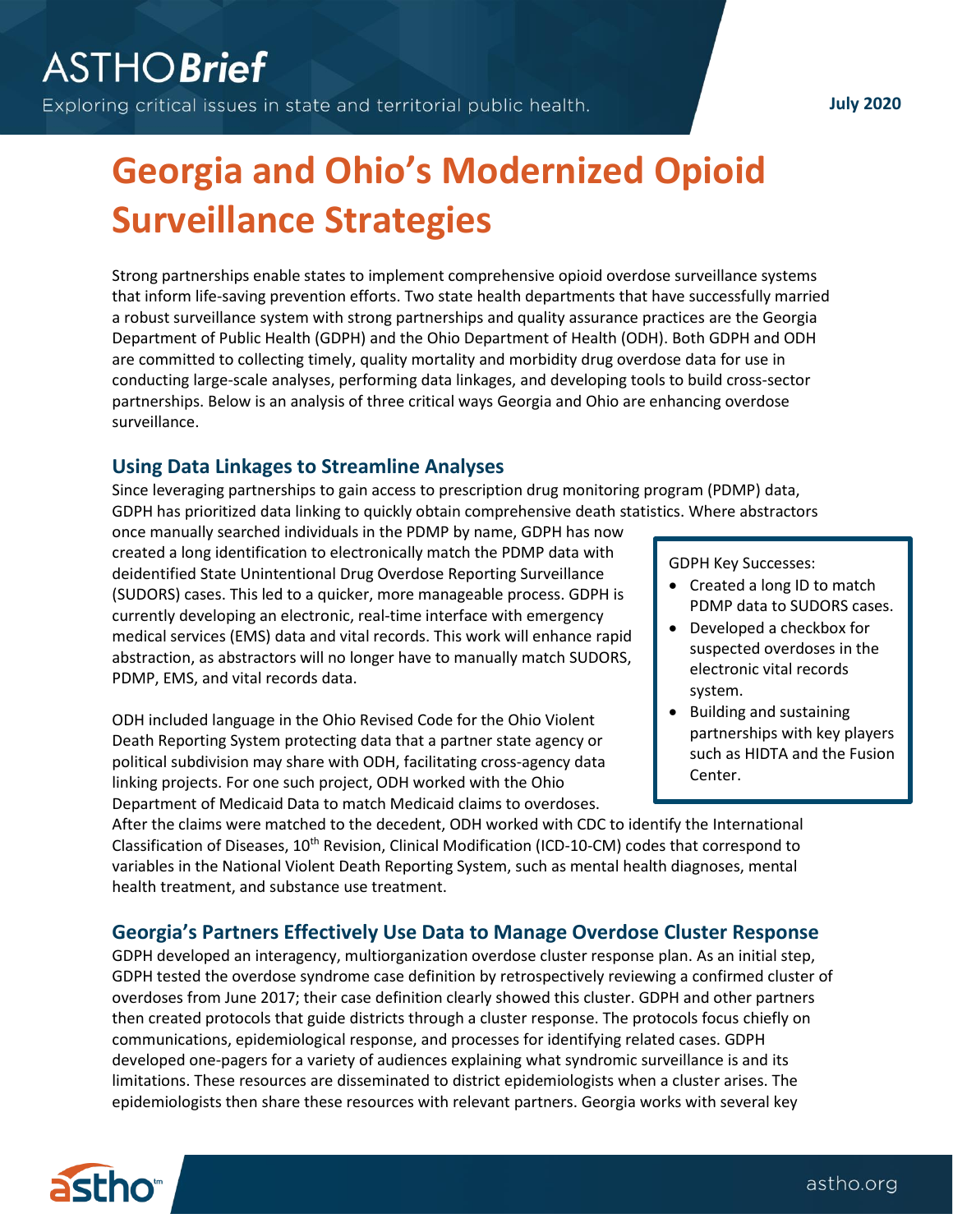# Georgia and Ohio's Modernized Opioid Surveillance Strategies

Strong partnerships enable states to implement comprehensive opioid overdose surveillance systems that inform life-saving prevention efforts. Two state health departments that have successfully married a robust surveillance system with strong partnerships and quality assurance practices are the Georgia Department of Public Health (GDPH) and the Ohio Department of Health (ODH). Both GDPH and ODH are committed to collecting timely, quality mortality and morbidity drug overdose data for use in conducting large-scale analyses, performing data linkages, and developing tools to build cross-sector partnerships. Below is an analysis of three critical ways Georgia and Ohio are enhancing overdose surveillance.

## Using Data Linkages to Streamline Analyses

Since leveraging partnerships to gain access to prescription drug monitoring program (PDMP) data, GDPH has prioritized data linking to quickly obtain comprehensive death statistics. Where abstractors once manually searched individuals in the PDMP by name, GDPH has now created a long identification to electronically match the PDMP data with deidentified State Unintentional Drug Overdose Reporting Surveillance (SUDORS) cases. This led to a quicker, more manageable process. GDPH is currently developing an electronic, real-time interface with emergency medical services (EMS) data and vital records. This work will enhance rapid abstraction, as abstractors will no longer have to manually match SUDORS, PDMP, EMS, and vital records data.

> GDPH Key Successes:
>
> - Created a long ID to match PDMP data to SUDORS cases.
> - Developed a checkbox for suspected overdoses in the electronic vital records system.
> - Building and sustaining partnerships with key players such as HIDTA and the Fusion Center.

ODH included language in the Ohio Revised Code for the Ohio Violent Death Reporting System protecting data that a partner state agency or political subdivision may share with ODH, facilitating cross-agency data linking projects. For one such project, ODH worked with the Ohio Department of Medicaid Data to match Medicaid claims to overdoses. After the claims were matched to the decedent, ODH worked with CDC to identify the International Classification of Diseases, 10th Revision, Clinical Modification (ICD-10-CM) codes that correspond to variables in the National Violent Death Reporting System, such as mental health diagnoses, mental health treatment, and substance use treatment.

## Georgia's Partners Effectively Use Data to Manage Overdose Cluster Response

GDPH developed an interagency, multiorganization overdose cluster response plan. As an initial step, GDPH tested the overdose syndrome case definition by retrospectively reviewing a confirmed cluster of overdoses from June 2017; their case definition clearly showed this cluster. GDPH and other partners then created protocols that guide districts through a cluster response. The protocols focus chiefly on communications, epidemiological response, and processes for identifying related cases. GDPH developed one-pagers for a variety of audiences explaining what syndromic surveillance is and its limitations. These resources are disseminated to district epidemiologists when a cluster arises. The epidemiologists then share these resources with relevant partners. Georgia works with several key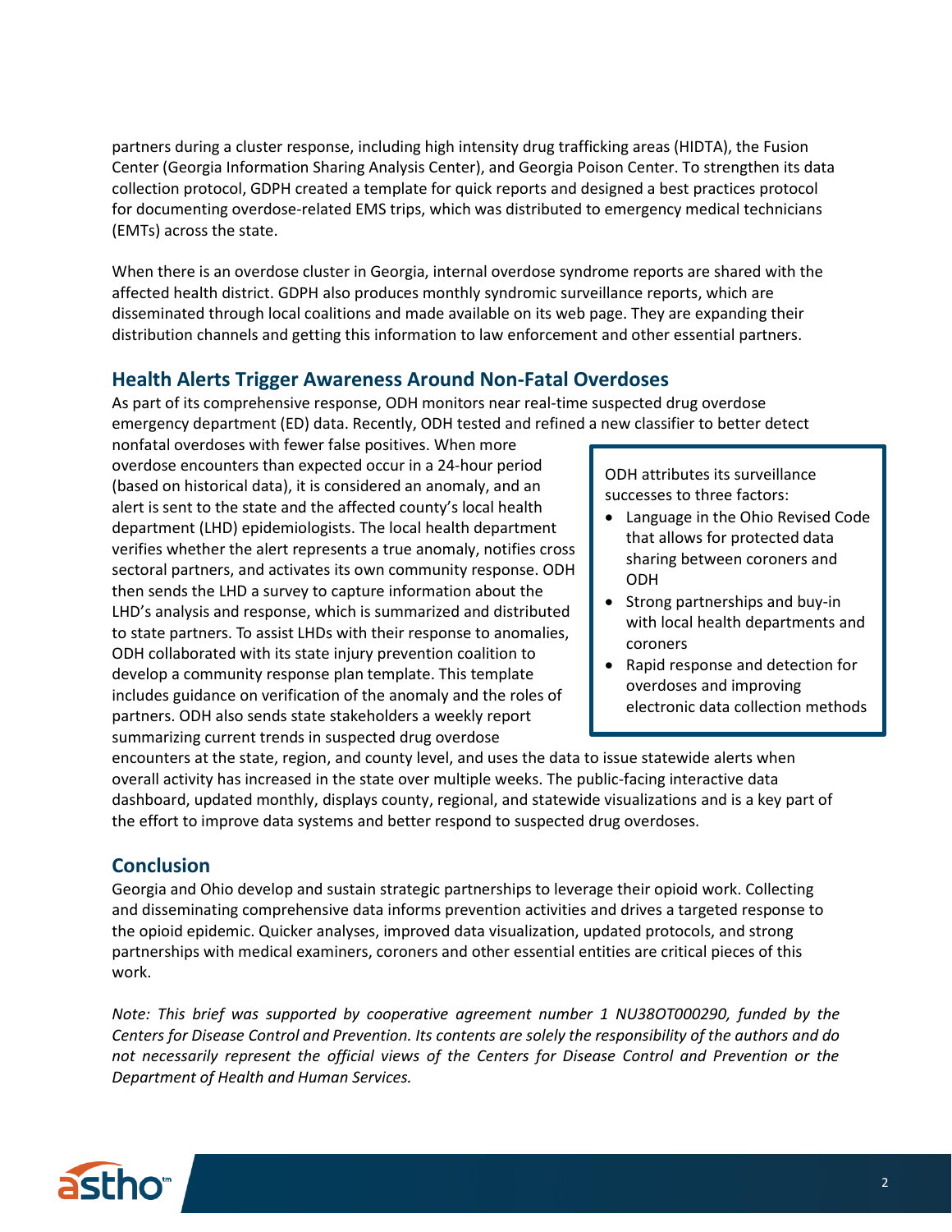partners during a cluster response, including high intensity drug trafficking areas (HIDTA), the Fusion Center (Georgia Information Sharing Analysis Center), and Georgia Poison Center. To strengthen its data collection protocol, GDPH created a template for quick reports and designed a best practices protocol for documenting overdose-related EMS trips, which was distributed to emergency medical technicians (EMTs) across the state.

When there is an overdose cluster in Georgia, internal overdose syndrome reports are shared with the affected health district. GDPH also produces monthly syndromic surveillance reports, which are disseminated through local coalitions and made available on its web page. They are expanding their distribution channels and getting this information to law enforcement and other essential partners.

## Health Alerts Trigger Awareness Around Non-Fatal Overdoses

As part of its comprehensive response, ODH monitors near real-time suspected drug overdose emergency department (ED) data. Recently, ODH tested and refined a new classifier to better detect nonfatal overdoses with fewer false positives. When more overdose encounters than expected occur in a 24-hour period (based on historical data), it is considered an anomaly, and an alert is sent to the state and the affected county's local health department (LHD) epidemiologists. The local health department verifies whether the alert represents a true anomaly, notifies cross sectoral partners, and activates its own community response. ODH then sends the LHD a survey to capture information about the LHD's analysis and response, which is summarized and distributed to state partners. To assist LHDs with their response to anomalies, ODH collaborated with its state injury prevention coalition to develop a community response plan template. This template includes guidance on verification of the anomaly and the roles of partners. ODH also sends state stakeholders a weekly report summarizing current trends in suspected drug overdose encounters at the state, region, and county level, and uses the data to issue statewide alerts when overall activity has increased in the state over multiple weeks. The public-facing interactive data dashboard, updated monthly, displays county, regional, and statewide visualizations and is a key part of the effort to improve data systems and better respond to suspected drug overdoses.

> ODH attributes its surveillance successes to three factors:
>
> - Language in the Ohio Revised Code that allows for protected data sharing between coroners and ODH
> - Strong partnerships and buy-in with local health departments and coroners
> - Rapid response and detection for overdoses and improving electronic data collection methods

## Conclusion

Georgia and Ohio develop and sustain strategic partnerships to leverage their opioid work. Collecting and disseminating comprehensive data informs prevention activities and drives a targeted response to the opioid epidemic. Quicker analyses, improved data visualization, updated protocols, and strong partnerships with medical examiners, coroners and other essential entities are critical pieces of this work.

*Note: This brief was supported by cooperative agreement number 1 NU38OT000290, funded by the Centers for Disease Control and Prevention. Its contents are solely the responsibility of the authors and do not necessarily represent the official views of the Centers for Disease Control and Prevention or the Department of Health and Human Services.*